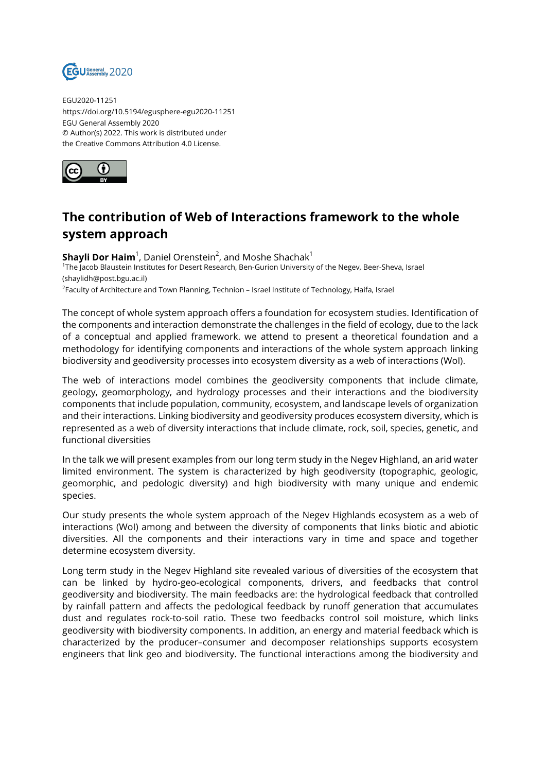EGU2020-11251
https://doi.org/10.5194/egusphere-egu2020-11251
EGU General Assembly 2020
© Author(s) 2022. This work is distributed under
the Creative Commons Attribution 4.0 License.

# The contribution of Web of Interactions framework to the whole system approach

**Shayli Dor Haim**[1], Daniel Orenstein[2], and Moshe Shachak[1]

[1]The Jacob Blaustein Institutes for Desert Research, Ben-Gurion University of the Negev, Beer-Sheva, Israel (shaylidh@post.bgu.ac.il)

[2]Faculty of Architecture and Town Planning, Technion – Israel Institute of Technology, Haifa, Israel

The concept of whole system approach offers a foundation for ecosystem studies. Identification of the components and interaction demonstrate the challenges in the field of ecology, due to the lack of a conceptual and applied framework. we attend to present a theoretical foundation and a methodology for identifying components and interactions of the whole system approach linking biodiversity and geodiversity processes into ecosystem diversity as a web of interactions (WoI).

The web of interactions model combines the geodiversity components that include climate, geology, geomorphology, and hydrology processes and their interactions and the biodiversity components that include population, community, ecosystem, and landscape levels of organization and their interactions. Linking biodiversity and geodiversity produces ecosystem diversity, which is represented as a web of diversity interactions that include climate, rock, soil, species, genetic, and functional diversities

In the talk we will present examples from our long term study in the Negev Highland, an arid water limited environment. The system is characterized by high geodiversity (topographic, geologic, geomorphic, and pedologic diversity) and high biodiversity with many unique and endemic species.

Our study presents the whole system approach of the Negev Highlands ecosystem as a web of interactions (WoI) among and between the diversity of components that links biotic and abiotic diversities. All the components and their interactions vary in time and space and together determine ecosystem diversity.

Long term study in the Negev Highland site revealed various of diversities of the ecosystem that can be linked by hydro-geo-ecological components, drivers, and feedbacks that control geodiversity and biodiversity. The main feedbacks are: the hydrological feedback that controlled by rainfall pattern and affects the pedological feedback by runoff generation that accumulates dust and regulates rock-to-soil ratio. These two feedbacks control soil moisture, which links geodiversity with biodiversity components. In addition, an energy and material feedback which is characterized by the producer–consumer and decomposer relationships supports ecosystem engineers that link geo and biodiversity. The functional interactions among the biodiversity and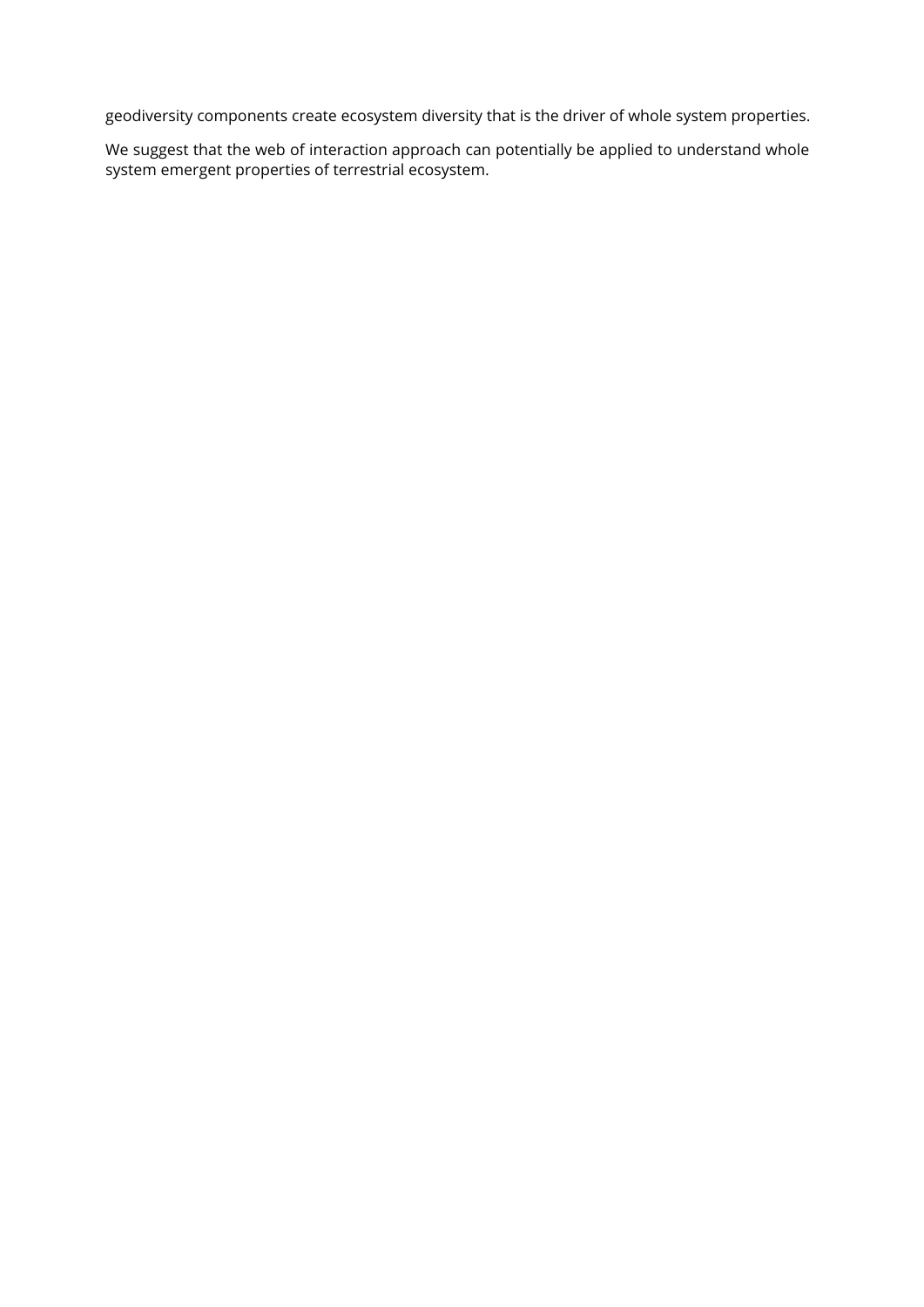geodiversity components create ecosystem diversity that is the driver of whole system properties.

We suggest that the web of interaction approach can potentially be applied to understand whole system emergent properties of terrestrial ecosystem.